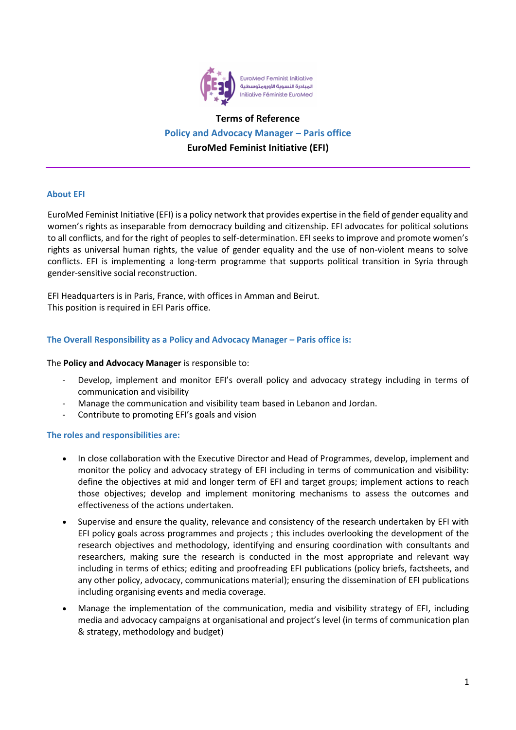# Terms of Reference

## Policy and Advocacy Manager – Paris office

## EuroMed Feminist Initiative (EFI)

### About EFI

EuroMed Feminist Initiative (EFI) is a policy network that provides expertise in the field of gender equality and women's rights as inseparable from democracy building and citizenship. EFI advocates for political solutions to all conflicts, and for the right of peoples to self-determination. EFI seeks to improve and promote women's rights as universal human rights, the value of gender equality and the use of non-violent means to solve conflicts. EFI is implementing a long-term programme that supports political transition in Syria through gender-sensitive social reconstruction.

EFI Headquarters is in Paris, France, with offices in Amman and Beirut.
This position is required in EFI Paris office.

### The Overall Responsibility as a Policy and Advocacy Manager – Paris office is:

The **Policy and Advocacy Manager** is responsible to:

- Develop, implement and monitor EFI's overall policy and advocacy strategy including in terms of communication and visibility
- Manage the communication and visibility team based in Lebanon and Jordan.
- Contribute to promoting EFI's goals and vision

### The roles and responsibilities are:

- In close collaboration with the Executive Director and Head of Programmes, develop, implement and monitor the policy and advocacy strategy of EFI including in terms of communication and visibility: define the objectives at mid and longer term of EFI and target groups; implement actions to reach those objectives; develop and implement monitoring mechanisms to assess the outcomes and effectiveness of the actions undertaken.
- Supervise and ensure the quality, relevance and consistency of the research undertaken by EFI with EFI policy goals across programmes and projects ; this includes overlooking the development of the research objectives and methodology, identifying and ensuring coordination with consultants and researchers, making sure the research is conducted in the most appropriate and relevant way including in terms of ethics; editing and proofreading EFI publications (policy briefs, factsheets, and any other policy, advocacy, communications material); ensuring the dissemination of EFI publications including organising events and media coverage.
- Manage the implementation of the communication, media and visibility strategy of EFI, including media and advocacy campaigns at organisational and project's level (in terms of communication plan & strategy, methodology and budget)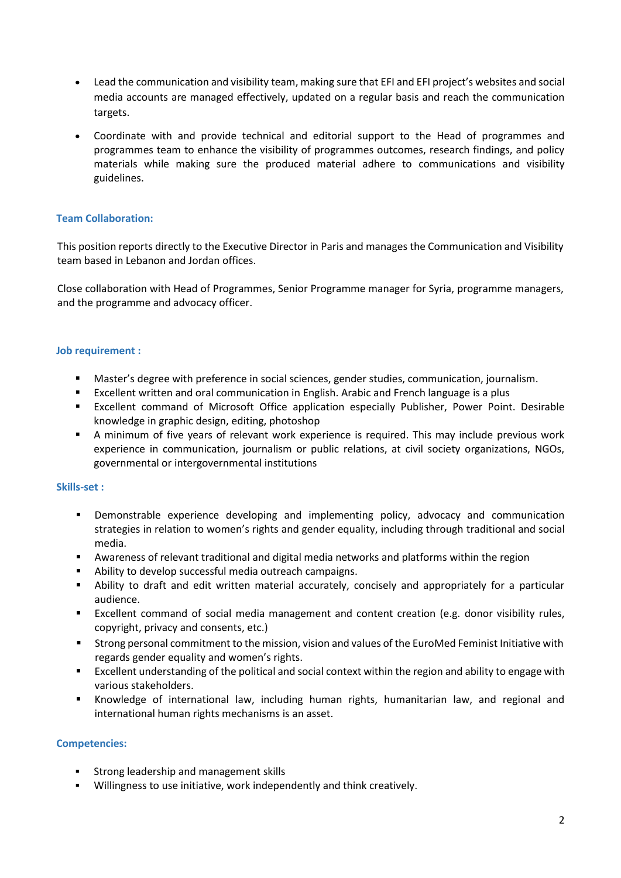- Lead the communication and visibility team, making sure that EFI and EFI project's websites and social media accounts are managed effectively, updated on a regular basis and reach the communication targets.
- Coordinate with and provide technical and editorial support to the Head of programmes and programmes team to enhance the visibility of programmes outcomes, research findings, and policy materials while making sure the produced material adhere to communications and visibility guidelines.

### Team Collaboration:

This position reports directly to the Executive Director in Paris and manages the Communication and Visibility team based in Lebanon and Jordan offices.

Close collaboration with Head of Programmes, Senior Programme manager for Syria, programme managers, and the programme and advocacy officer.

### Job requirement :

- Master's degree with preference in social sciences, gender studies, communication, journalism.
- Excellent written and oral communication in English. Arabic and French language is a plus
- Excellent command of Microsoft Office application especially Publisher, Power Point. Desirable knowledge in graphic design, editing, photoshop
- A minimum of five years of relevant work experience is required. This may include previous work experience in communication, journalism or public relations, at civil society organizations, NGOs, governmental or intergovernmental institutions

### Skills-set :

- Demonstrable experience developing and implementing policy, advocacy and communication strategies in relation to women's rights and gender equality, including through traditional and social media.
- Awareness of relevant traditional and digital media networks and platforms within the region
- Ability to develop successful media outreach campaigns.
- Ability to draft and edit written material accurately, concisely and appropriately for a particular audience.
- Excellent command of social media management and content creation (e.g. donor visibility rules, copyright, privacy and consents, etc.)
- Strong personal commitment to the mission, vision and values of the EuroMed Feminist Initiative with regards gender equality and women's rights.
- Excellent understanding of the political and social context within the region and ability to engage with various stakeholders.
- Knowledge of international law, including human rights, humanitarian law, and regional and international human rights mechanisms is an asset.

### Competencies:

- Strong leadership and management skills
- Willingness to use initiative, work independently and think creatively.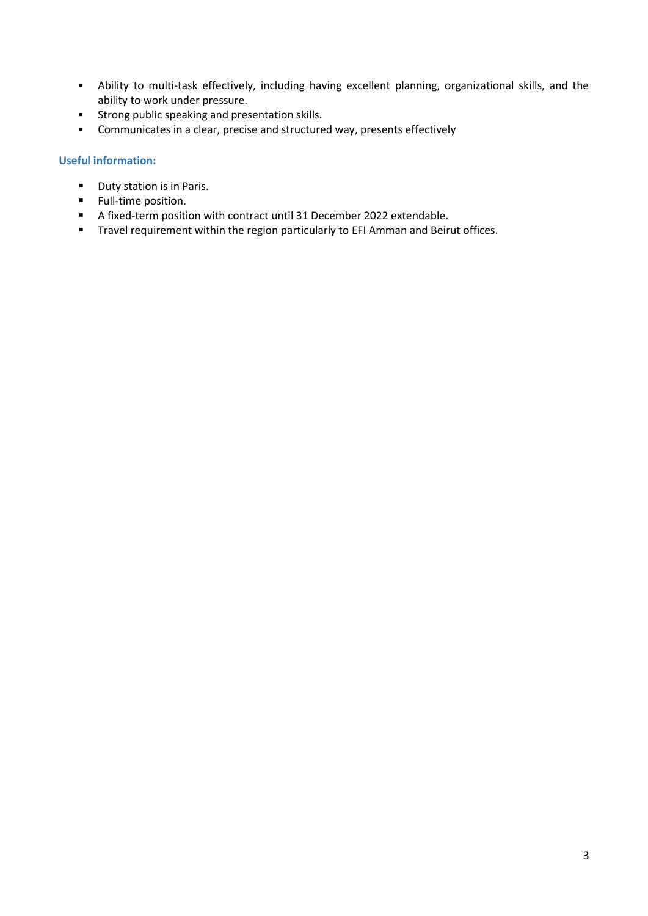- Ability to multi-task effectively, including having excellent planning, organizational skills, and the ability to work under pressure.
- Strong public speaking and presentation skills.
- Communicates in a clear, precise and structured way, presents effectively

### Useful information:

- Duty station is in Paris.
- Full-time position.
- A fixed-term position with contract until 31 December 2022 extendable.
- Travel requirement within the region particularly to EFI Amman and Beirut offices.